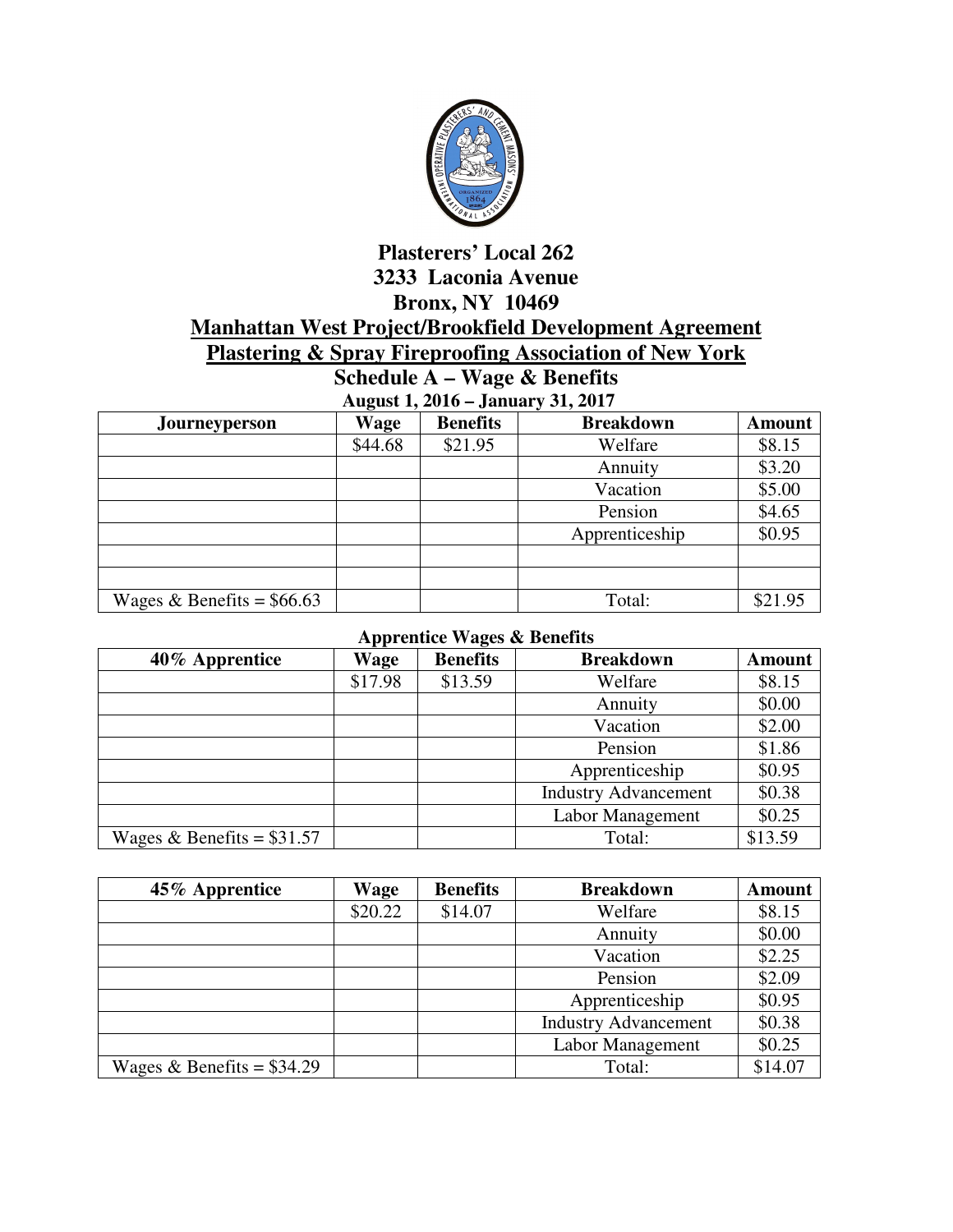# Plasterers' Local 262

## 3233 Laconia Avenue

## Bronx, NY 10469

## Manhattan West Project/Brookfield Development Agreement

## Plastering & Spray Fireproofing Association of New York

### Schedule A – Wage & Benefits

**August 1, 2016 – January 31, 2017**

| Journeyperson | Wage | Benefits | Breakdown | Amount |
|---|---|---|---|---|
| | $44.68 | $21.95 | Welfare | $8.15 |
| | | | Annuity | $3.20 |
| | | | Vacation | $5.00 |
| | | | Pension | $4.65 |
| | | | Apprenticeship | $0.95 |
| | | | | |
| | | | | |
| Wages & Benefits = $66.63 | | | Total: | $21.95 |

**Apprentice Wages & Benefits**

| 40% Apprentice | Wage | Benefits | Breakdown | Amount |
|---|---|---|---|---|
| | $17.98 | $13.59 | Welfare | $8.15 |
| | | | Annuity | $0.00 |
| | | | Vacation | $2.00 |
| | | | Pension | $1.86 |
| | | | Apprenticeship | $0.95 |
| | | | Industry Advancement | $0.38 |
| | | | Labor Management | $0.25 |
| Wages & Benefits = $31.57 | | | Total: | $13.59 |

| 45% Apprentice | Wage | Benefits | Breakdown | Amount |
|---|---|---|---|---|
| | $20.22 | $14.07 | Welfare | $8.15 |
| | | | Annuity | $0.00 |
| | | | Vacation | $2.25 |
| | | | Pension | $2.09 |
| | | | Apprenticeship | $0.95 |
| | | | Industry Advancement | $0.38 |
| | | | Labor Management | $0.25 |
| Wages & Benefits = $34.29 | | | Total: | $14.07 |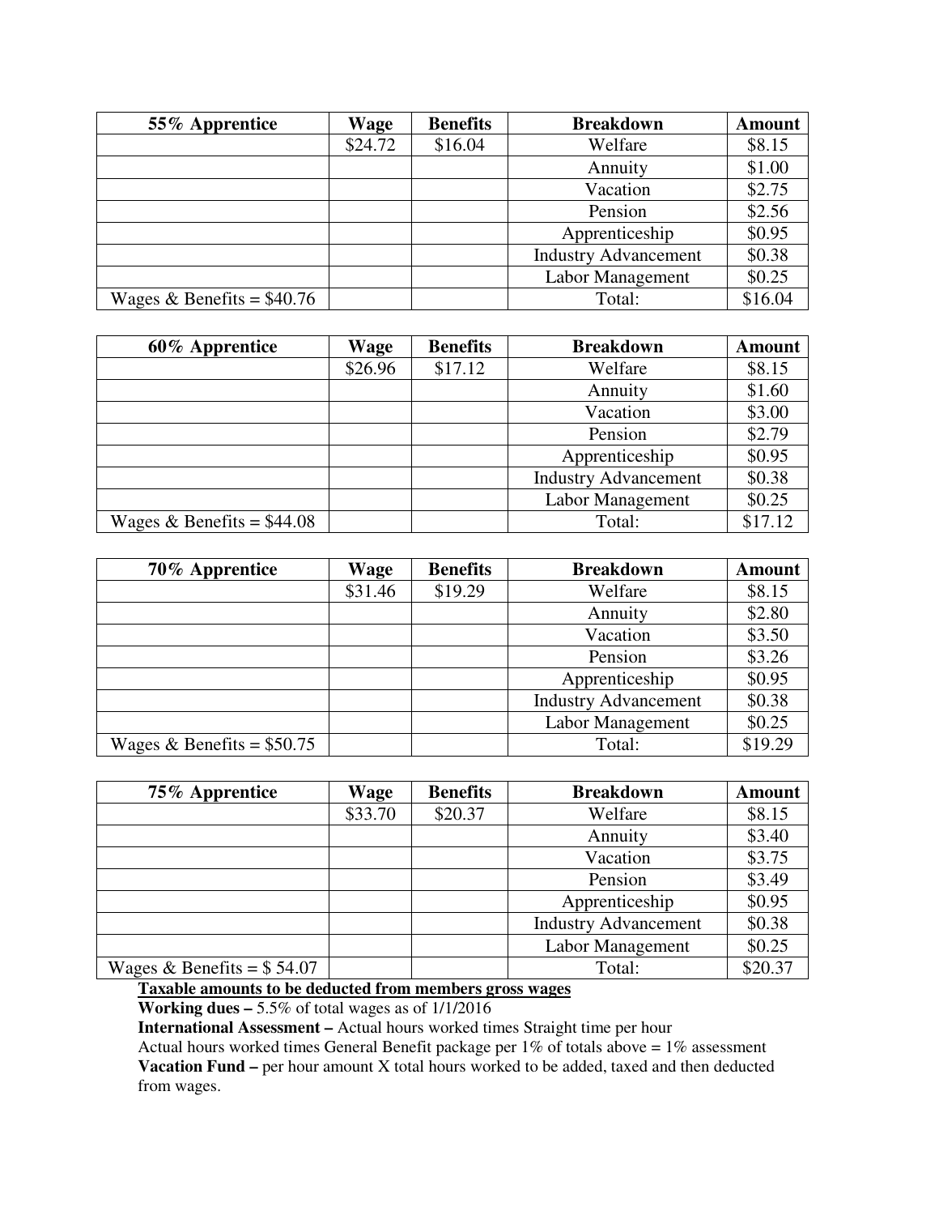| 55% Apprentice | Wage | Benefits | Breakdown | Amount |
|---|---|---|---|---|
| | $24.72 | $16.04 | Welfare | $8.15 |
| | | | Annuity | $1.00 |
| | | | Vacation | $2.75 |
| | | | Pension | $2.56 |
| | | | Apprenticeship | $0.95 |
| | | | Industry Advancement | $0.38 |
| | | | Labor Management | $0.25 |
| Wages & Benefits = $40.76 | | | Total: | $16.04 |

| 60% Apprentice | Wage | Benefits | Breakdown | Amount |
|---|---|---|---|---|
| | $26.96 | $17.12 | Welfare | $8.15 |
| | | | Annuity | $1.60 |
| | | | Vacation | $3.00 |
| | | | Pension | $2.79 |
| | | | Apprenticeship | $0.95 |
| | | | Industry Advancement | $0.38 |
| | | | Labor Management | $0.25 |
| Wages & Benefits = $44.08 | | | Total: | $17.12 |

| 70% Apprentice | Wage | Benefits | Breakdown | Amount |
|---|---|---|---|---|
| | $31.46 | $19.29 | Welfare | $8.15 |
| | | | Annuity | $2.80 |
| | | | Vacation | $3.50 |
| | | | Pension | $3.26 |
| | | | Apprenticeship | $0.95 |
| | | | Industry Advancement | $0.38 |
| | | | Labor Management | $0.25 |
| Wages & Benefits = $50.75 | | | Total: | $19.29 |

| 75% Apprentice | Wage | Benefits | Breakdown | Amount |
|---|---|---|---|---|
| | $33.70 | $20.37 | Welfare | $8.15 |
| | | | Annuity | $3.40 |
| | | | Vacation | $3.75 |
| | | | Pension | $3.49 |
| | | | Apprenticeship | $0.95 |
| | | | Industry Advancement | $0.38 |
| | | | Labor Management | $0.25 |
| Wages & Benefits = $ 54.07 | | | Total: | $20.37 |

**Taxable amounts to be deducted from members gross wages**

**Working dues –** 5.5% of total wages as of 1/1/2016

**International Assessment –** Actual hours worked times Straight time per hour

Actual hours worked times General Benefit package per 1% of totals above = 1% assessment

**Vacation Fund –** per hour amount X total hours worked to be added, taxed and then deducted from wages.